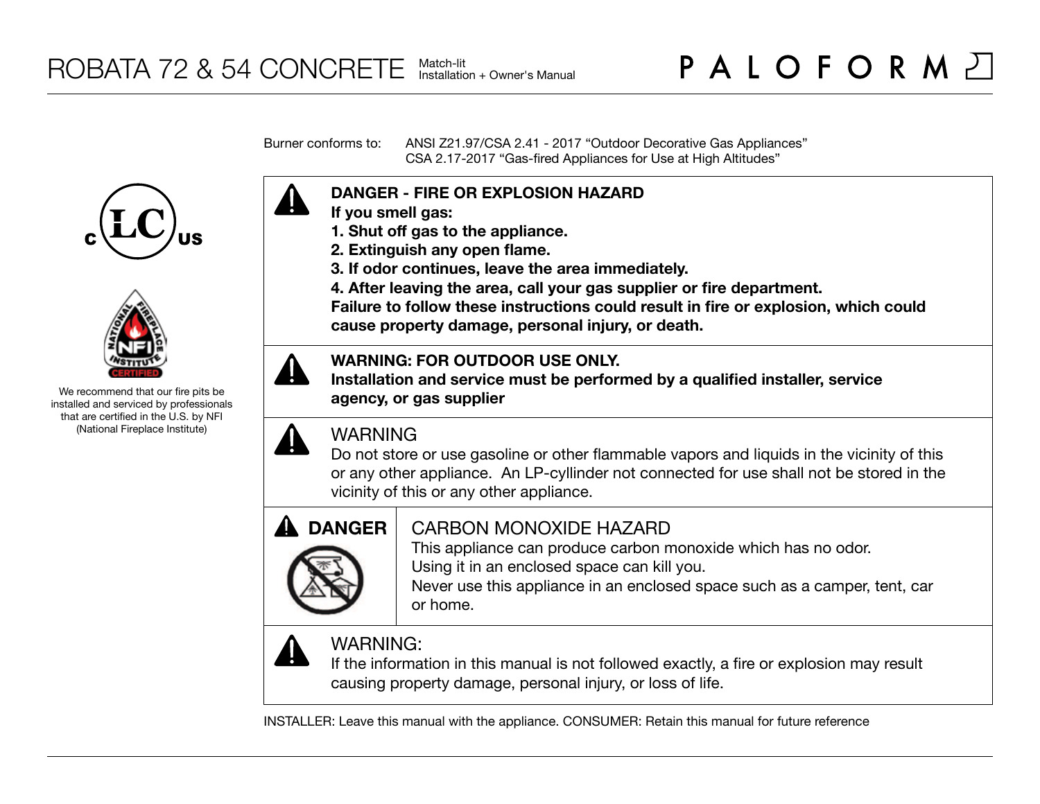# ROBATA 72 & 54 CONCRETE

Match-lit
Installation + Owner's Manual

PALOFORM

Burner conforms to: ANSI Z21.97/CSA 2.41 - 2017 "Outdoor Decorative Gas Appliances"
CSA 2.17-2017 "Gas-fired Appliances for Use at High Altitudes"

We recommend that our fire pits be installed and serviced by professionals that are certified in the U.S. by NFI (National Fireplace Institute)

**DANGER - FIRE OR EXPLOSION HAZARD**
**If you smell gas:**
**1. Shut off gas to the appliance.**
**2. Extinguish any open flame.**
**3. If odor continues, leave the area immediately.**
**4. After leaving the area, call your gas supplier or fire department.**
**Failure to follow these instructions could result in fire or explosion, which could cause property damage, personal injury, or death.**

**WARNING: FOR OUTDOOR USE ONLY.**
**Installation and service must be performed by a qualified installer, service agency, or gas supplier**

WARNING
Do not store or use gasoline or other flammable vapors and liquids in the vicinity of this or any other appliance. An LP-cyllinder not connected for use shall not be stored in the vicinity of this or any other appliance.

**DANGER**
CARBON MONOXIDE HAZARD
This appliance can produce carbon monoxide which has no odor.
Using it in an enclosed space can kill you.
Never use this appliance in an enclosed space such as a camper, tent, car or home.

WARNING:
If the information in this manual is not followed exactly, a fire or explosion may result causing property damage, personal injury, or loss of life.

INSTALLER: Leave this manual with the appliance. CONSUMER: Retain this manual for future reference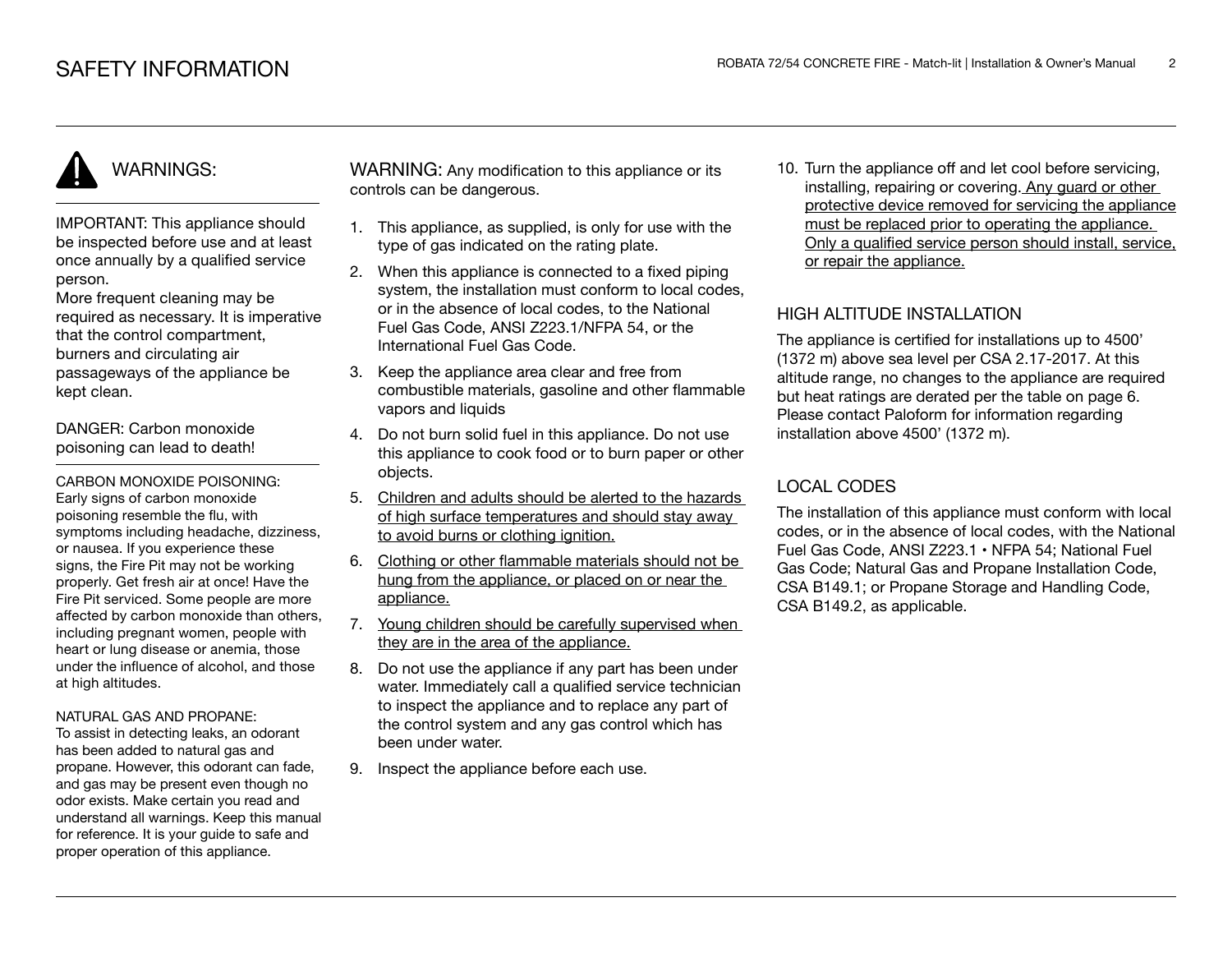# SAFETY INFORMATION

## WARNINGS:

IMPORTANT: This appliance should be inspected before use and at least once annually by a qualified service person.
More frequent cleaning may be required as necessary. It is imperative that the control compartment, burners and circulating air passageways of the appliance be kept clean.

DANGER: Carbon monoxide poisoning can lead to death!

CARBON MONOXIDE POISONING:
Early signs of carbon monoxide poisoning resemble the flu, with symptoms including headache, dizziness, or nausea. If you experience these signs, the Fire Pit may not be working properly. Get fresh air at once! Have the Fire Pit serviced. Some people are more affected by carbon monoxide than others, including pregnant women, people with heart or lung disease or anemia, those under the influence of alcohol, and those at high altitudes.

NATURAL GAS AND PROPANE:
To assist in detecting leaks, an odorant has been added to natural gas and propane. However, this odorant can fade, and gas may be present even though no odor exists. Make certain you read and understand all warnings. Keep this manual for reference. It is your guide to safe and proper operation of this appliance.

WARNING: Any modification to this appliance or its controls can be dangerous.

1. This appliance, as supplied, is only for use with the type of gas indicated on the rating plate.
2. When this appliance is connected to a fixed piping system, the installation must conform to local codes, or in the absence of local codes, to the National Fuel Gas Code, ANSI Z223.1/NFPA 54, or the International Fuel Gas Code.
3. Keep the appliance area clear and free from combustible materials, gasoline and other flammable vapors and liquids
4. Do not burn solid fuel in this appliance. Do not use this appliance to cook food or to burn paper or other objects.
5. Children and adults should be alerted to the hazards of high surface temperatures and should stay away to avoid burns or clothing ignition.
6. Clothing or other flammable materials should not be hung from the appliance, or placed on or near the appliance.
7. Young children should be carefully supervised when they are in the area of the appliance.
8. Do not use the appliance if any part has been under water. Immediately call a qualified service technician to inspect the appliance and to replace any part of the control system and any gas control which has been under water.
9. Inspect the appliance before each use.
10. Turn the appliance off and let cool before servicing, installing, repairing or covering. Any guard or other protective device removed for servicing the appliance must be replaced prior to operating the appliance. Only a qualified service person should install, service, or repair the appliance.

## HIGH ALTITUDE INSTALLATION

The appliance is certified for installations up to 4500' (1372 m) above sea level per CSA 2.17-2017. At this altitude range, no changes to the appliance are required but heat ratings are derated per the table on page 6. Please contact Paloform for information regarding installation above 4500' (1372 m).

## LOCAL CODES

The installation of this appliance must conform with local codes, or in the absence of local codes, with the National Fuel Gas Code, ANSI Z223.1 • NFPA 54; National Fuel Gas Code; Natural Gas and Propane Installation Code, CSA B149.1; or Propane Storage and Handling Code, CSA B149.2, as applicable.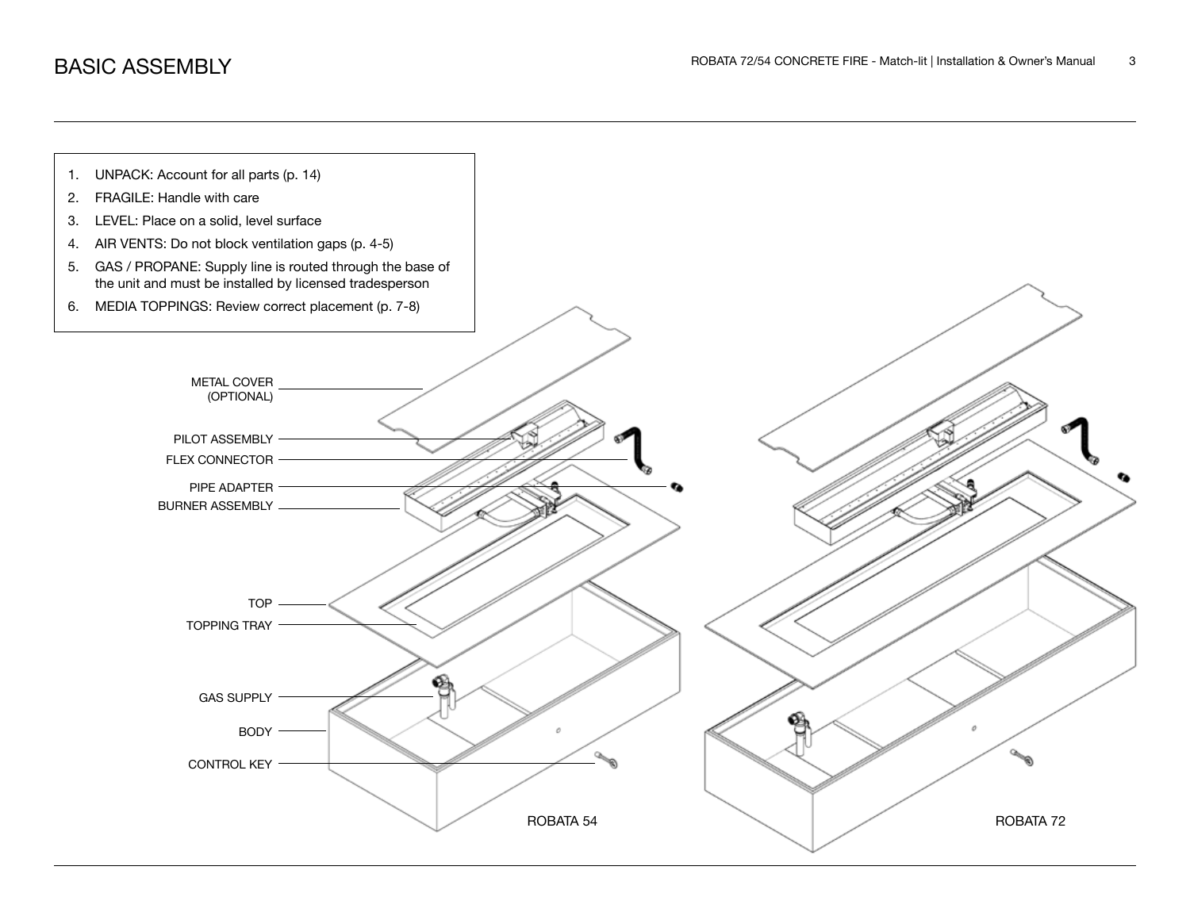# BASIC ASSEMBLY

1. UNPACK: Account for all parts (p. 14)
2. FRAGILE: Handle with care
3. LEVEL: Place on a solid, level surface
4. AIR VENTS: Do not block ventilation gaps (p. 4-5)
5. GAS / PROPANE: Supply line is routed through the base of the unit and must be installed by licensed tradesperson
6. MEDIA TOPPINGS: Review correct placement (p. 7-8)

METAL COVER (OPTIONAL)

PILOT ASSEMBLY

FLEX CONNECTOR

PIPE ADAPTER

BURNER ASSEMBLY

TOP

TOPPING TRAY

GAS SUPPLY

BODY

CONTROL KEY

ROBATA 54

ROBATA 72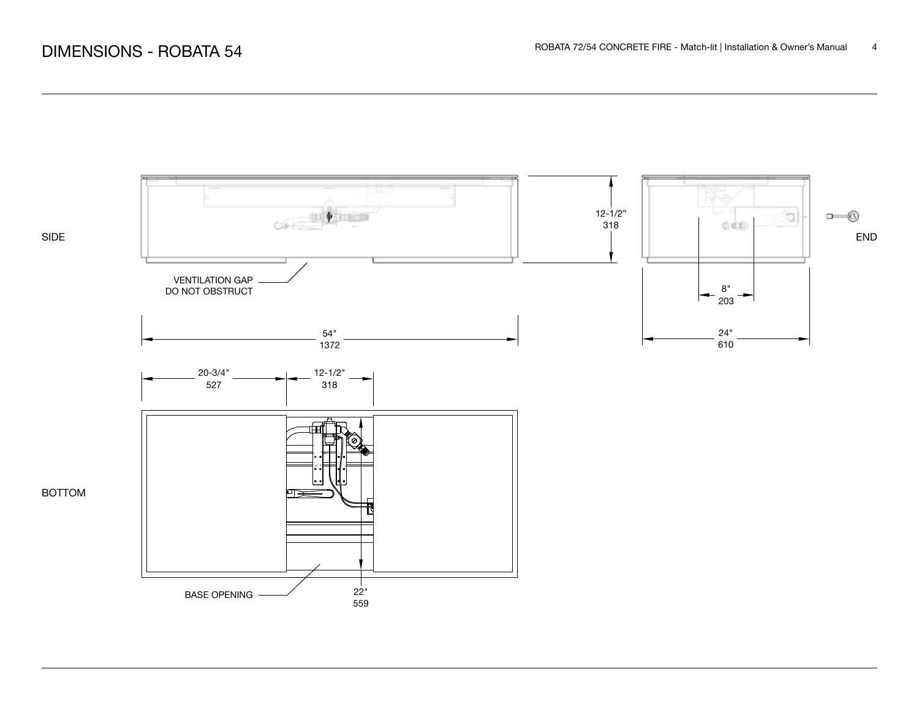# DIMENSIONS - ROBATA 54

SIDE

VENTILATION GAP
DO NOT OBSTRUCT

12-1/2"
318

54"
1372

END

8"
203

24"
610

BOTTOM

20-3/4"
527

12-1/2"
318

BASE OPENING

22"
559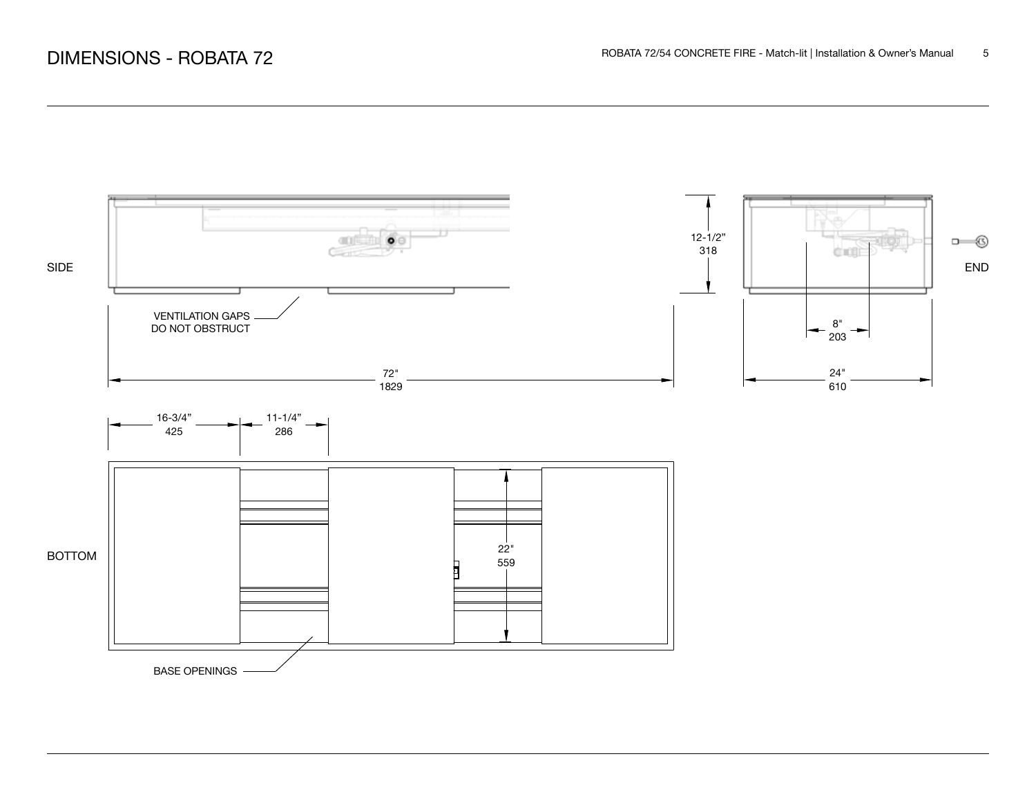# DIMENSIONS - ROBATA 72

SIDE

VENTILATION GAPS DO NOT OBSTRUCT

72"
1829

12-1/2"
318

END

8"
203

24"
610

16-3/4"
425

11-1/4"
286

BOTTOM

22"
559

BASE OPENINGS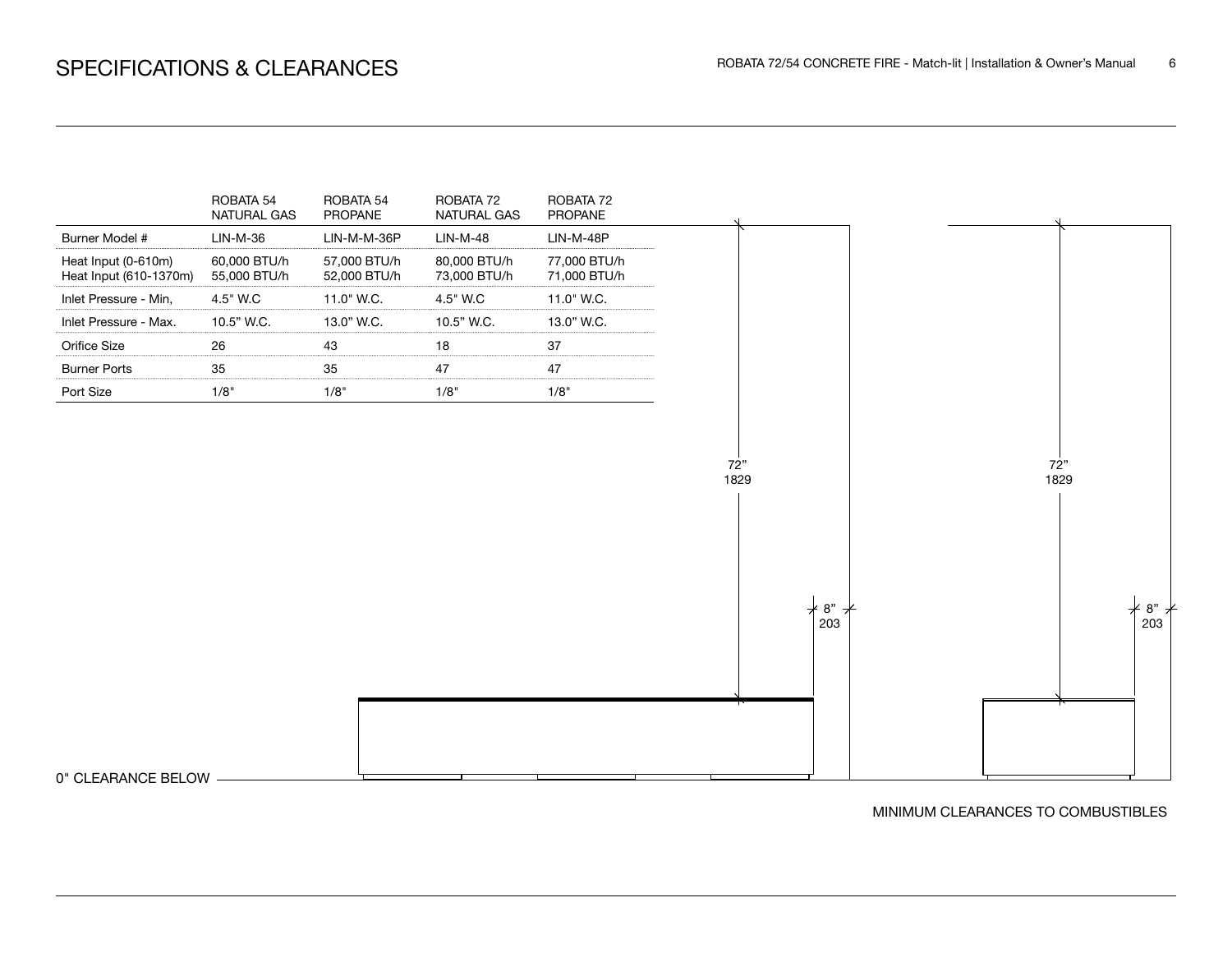# SPECIFICATIONS & CLEARANCES

| | ROBATA 54 NATURAL GAS | ROBATA 54 PROPANE | ROBATA 72 NATURAL GAS | ROBATA 72 PROPANE |
|---|---|---|---|---|
| Burner Model # | LIN-M-36 | LIN-M-M-36P | LIN-M-48 | LIN-M-48P |
| Heat Input (0-610m)<br>Heat Input (610-1370m) | 60,000 BTU/h<br>55,000 BTU/h | 57,000 BTU/h<br>52,000 BTU/h | 80,000 BTU/h<br>73,000 BTU/h | 77,000 BTU/h<br>71,000 BTU/h |
| Inlet Pressure - Min, | 4.5" W.C | 11.0" W.C. | 4.5" W.C | 11.0" W.C. |
| Inlet Pressure - Max. | 10.5" W.C. | 13.0" W.C. | 10.5" W.C. | 13.0" W.C. |
| Orifice Size | 26 | 43 | 18 | 37 |
| Burner Ports | 35 | 35 | 47 | 47 |
| Port Size | 1/8" | 1/8" | 1/8" | 1/8" |

72"
1829

8"
203

72"
1829

8"
203

0" CLEARANCE BELOW

MINIMUM CLEARANCES TO COMBUSTIBLES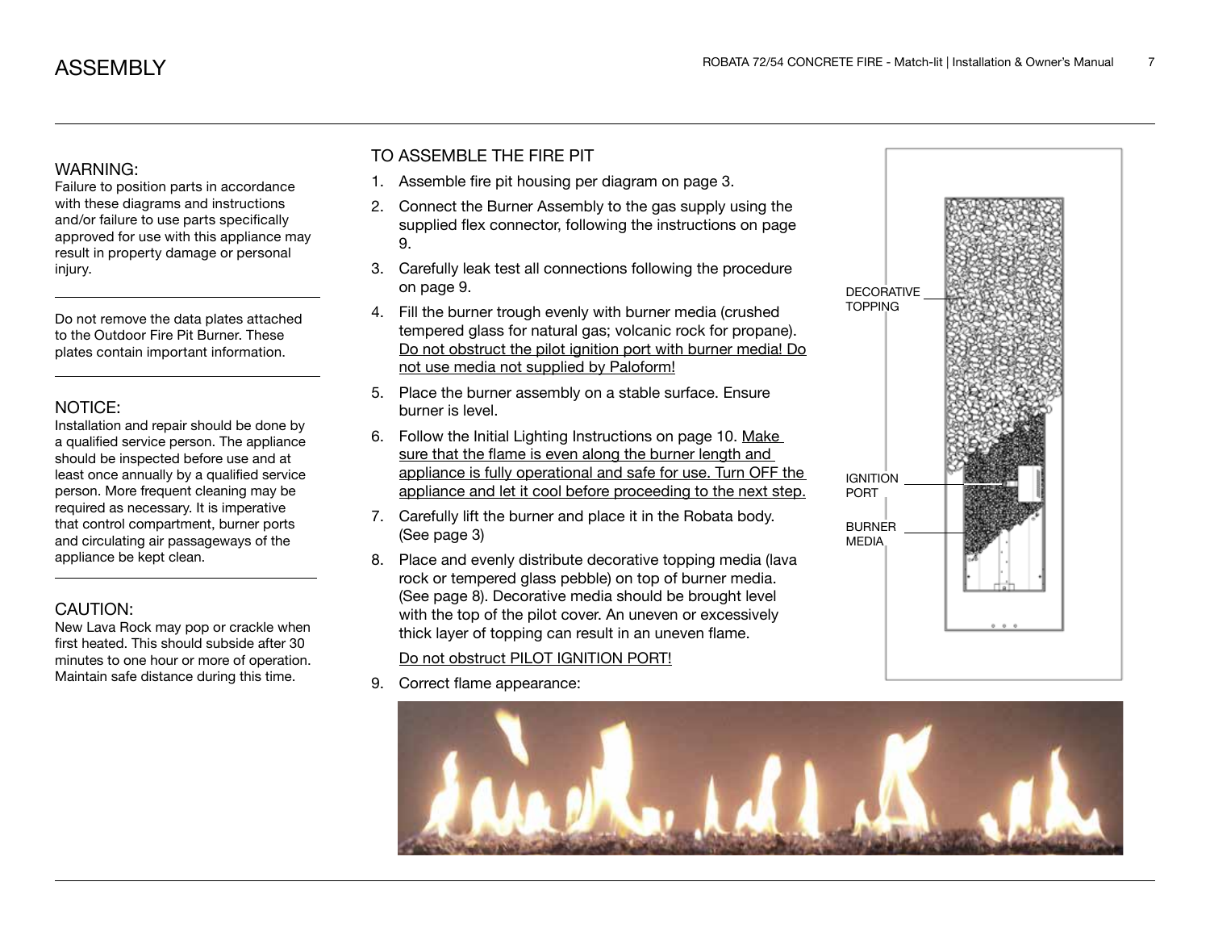# ASSEMBLY

### WARNING:

Failure to position parts in accordance with these diagrams and instructions and/or failure to use parts specifically approved for use with this appliance may result in property damage or personal injury.

---

Do not remove the data plates attached to the Outdoor Fire Pit Burner. These plates contain important information.

---

### NOTICE:

Installation and repair should be done by a qualified service person. The appliance should be inspected before use and at least once annually by a qualified service person. More frequent cleaning may be required as necessary. It is imperative that control compartment, burner ports and circulating air passageways of the appliance be kept clean.

---

### CAUTION:

New Lava Rock may pop or crackle when first heated. This should subside after 30 minutes to one hour or more of operation. Maintain safe distance during this time.

## TO ASSEMBLE THE FIRE PIT

1. Assemble fire pit housing per diagram on page 3.
2. Connect the Burner Assembly to the gas supply using the supplied flex connector, following the instructions on page 9.
3. Carefully leak test all connections following the procedure on page 9.
4. Fill the burner trough evenly with burner media (crushed tempered glass for natural gas; volcanic rock for propane). <u>Do not obstruct the pilot ignition port with burner media! Do not use media not supplied by Paloform!</u>
5. Place the burner assembly on a stable surface. Ensure burner is level.
6. Follow the Initial Lighting Instructions on page 10. <u>Make sure that the flame is even along the burner length and appliance is fully operational and safe for use. Turn OFF the appliance and let it cool before proceeding to the next step.</u>
7. Carefully lift the burner and place it in the Robata body. (See page 3)
8. Place and evenly distribute decorative topping media (lava rock or tempered glass pebble) on top of burner media. (See page 8). Decorative media should be brought level with the top of the pilot cover. An uneven or excessively thick layer of topping can result in an uneven flame.

   <u>Do not obstruct PILOT IGNITION PORT!</u>
9. Correct flame appearance:

DECORATIVE TOPPING

IGNITION PORT

BURNER MEDIA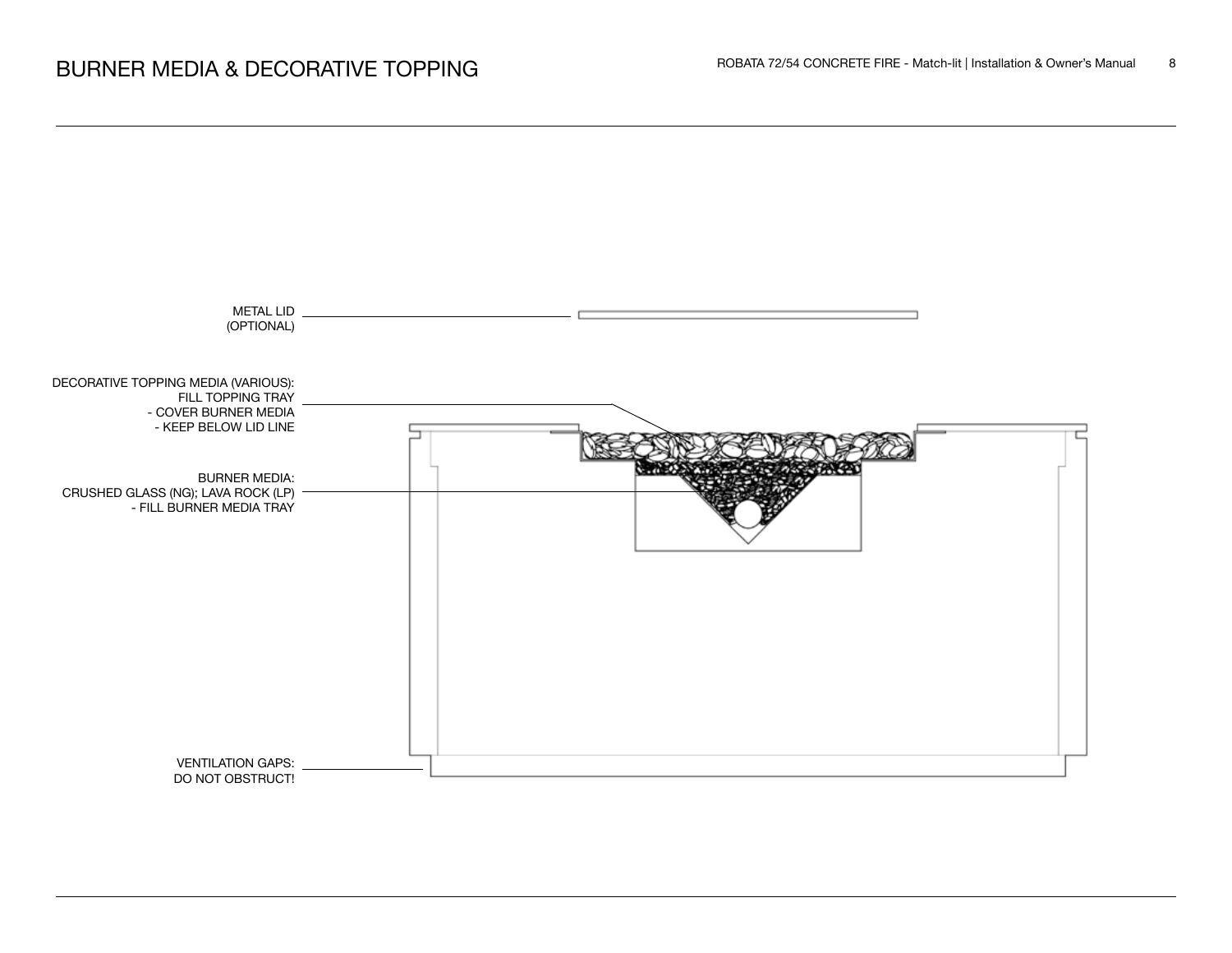# BURNER MEDIA & DECORATIVE TOPPING

METAL LID
(OPTIONAL)

DECORATIVE TOPPING MEDIA (VARIOUS):
FILL TOPPING TRAY
- COVER BURNER MEDIA
- KEEP BELOW LID LINE

BURNER MEDIA:
CRUSHED GLASS (NG); LAVA ROCK (LP)
- FILL BURNER MEDIA TRAY

VENTILATION GAPS:
DO NOT OBSTRUCT!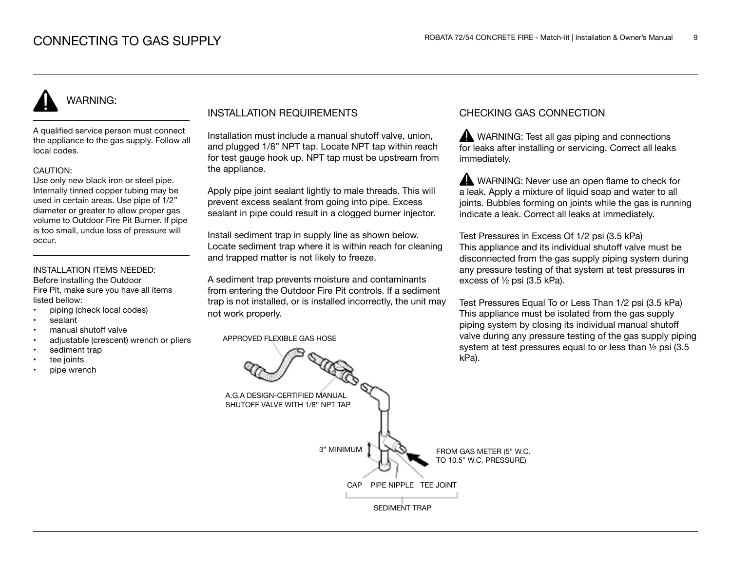# CONNECTING TO GAS SUPPLY

## WARNING:

A qualified service person must connect the appliance to the gas supply. Follow all local codes.

CAUTION:
Use only new black iron or steel pipe. Internally tinned copper tubing may be used in certain areas. Use pipe of 1/2" diameter or greater to allow proper gas volume to Outdoor Fire Pit Burner. If pipe is too small, undue loss of pressure will occur.

INSTALLATION ITEMS NEEDED:
Before installing the Outdoor Fire Pit, make sure you have all items listed bellow:

- piping (check local codes)
- sealant
- manual shutoff valve
- adjustable (crescent) wrench or pliers
- sediment trap
- tee joints
- pipe wrench

## INSTALLATION REQUIREMENTS

Installation must include a manual shutoff valve, union, and plugged 1/8" NPT tap. Locate NPT tap within reach for test gauge hook up. NPT tap must be upstream from the appliance.

Apply pipe joint sealant lightly to male threads. This will prevent excess sealant from going into pipe. Excess sealant in pipe could result in a clogged burner injector.

Install sediment trap in supply line as shown below. Locate sediment trap where it is within reach for cleaning and trapped matter is not likely to freeze.

A sediment trap prevents moisture and contaminants from entering the Outdoor Fire Pit controls. If a sediment trap is not installed, or is installed incorrectly, the unit may not work properly.

APPROVED FLEXIBLE GAS HOSE

A.G.A DESIGN-CERTIFIED MANUAL SHUTOFF VALVE WITH 1/8" NPT TAP

3" MINIMUM

FROM GAS METER (5" W.C. TO 10.5" W.C. PRESSURE)

CAP PIPE NIPPLE TEE JOINT

SEDIMENT TRAP

## CHECKING GAS CONNECTION

WARNING: Test all gas piping and connections for leaks after installing or servicing. Correct all leaks immediately.

WARNING: Never use an open flame to check for a leak. Apply a mixture of liquid soap and water to all joints. Bubbles forming on joints while the gas is running indicate a leak. Correct all leaks at immediately.

Test Pressures in Excess Of 1/2 psi (3.5 kPa)
This appliance and its individual shutoff valve must be disconnected from the gas supply piping system during any pressure testing of that system at test pressures in excess of ½ psi (3.5 kPa).

Test Pressures Equal To or Less Than 1/2 psi (3.5 kPa)
This appliance must be isolated from the gas supply piping system by closing its individual manual shutoff valve during any pressure testing of the gas supply piping system at test pressures equal to or less than ½ psi (3.5 kPa).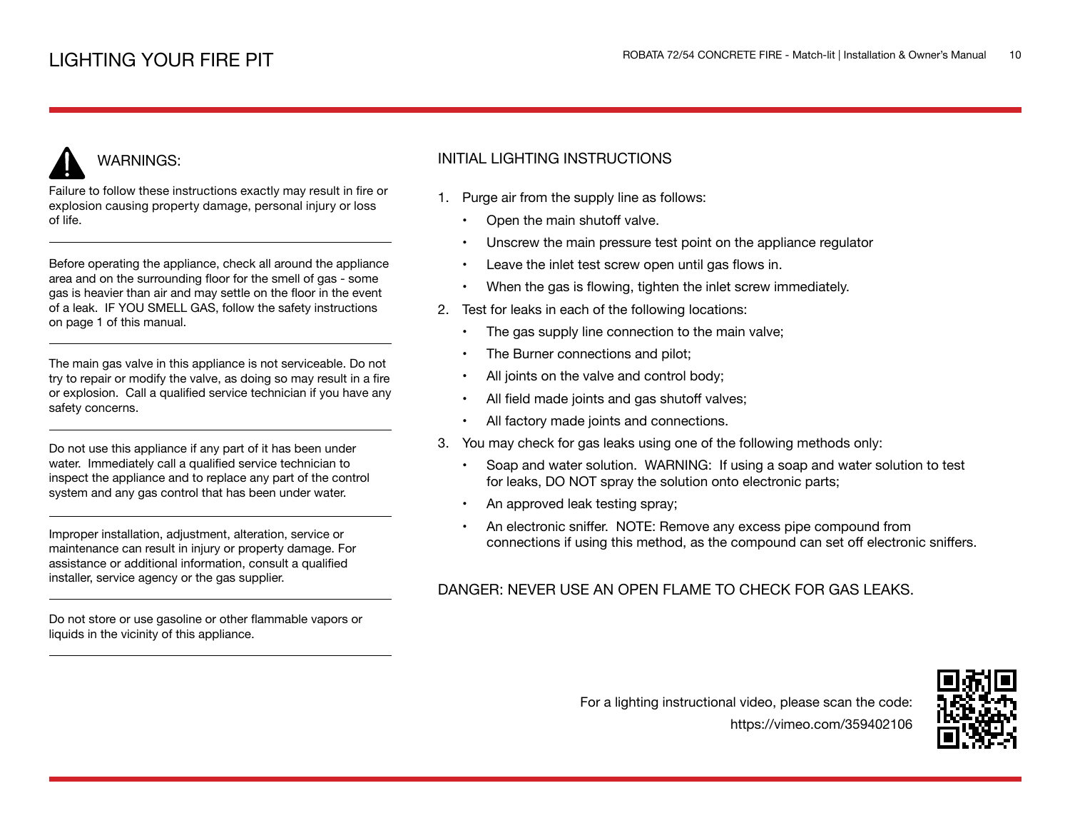# LIGHTING YOUR FIRE PIT

## WARNINGS:

Failure to follow these instructions exactly may result in fire or explosion causing property damage, personal injury or loss of life.

---

Before operating the appliance, check all around the appliance area and on the surrounding floor for the smell of gas - some gas is heavier than air and may settle on the floor in the event of a leak. IF YOU SMELL GAS, follow the safety instructions on page 1 of this manual.

---

The main gas valve in this appliance is not serviceable. Do not try to repair or modify the valve, as doing so may result in a fire or explosion. Call a qualified service technician if you have any safety concerns.

---

Do not use this appliance if any part of it has been under water. Immediately call a qualified service technician to inspect the appliance and to replace any part of the control system and any gas control that has been under water.

---

Improper installation, adjustment, alteration, service or maintenance can result in injury or property damage. For assistance or additional information, consult a qualified installer, service agency or the gas supplier.

---

Do not store or use gasoline or other flammable vapors or liquids in the vicinity of this appliance.

---

## INITIAL LIGHTING INSTRUCTIONS

1. Purge air from the supply line as follows:
   - Open the main shutoff valve.
   - Unscrew the main pressure test point on the appliance regulator
   - Leave the inlet test screw open until gas flows in.
   - When the gas is flowing, tighten the inlet screw immediately.
2. Test for leaks in each of the following locations:
   - The gas supply line connection to the main valve;
   - The Burner connections and pilot;
   - All joints on the valve and control body;
   - All field made joints and gas shutoff valves;
   - All factory made joints and connections.
3. You may check for gas leaks using one of the following methods only:
   - Soap and water solution. WARNING: If using a soap and water solution to test for leaks, DO NOT spray the solution onto electronic parts;
   - An approved leak testing spray;
   - An electronic sniffer. NOTE: Remove any excess pipe compound from connections if using this method, as the compound can set off electronic sniffers.

DANGER: NEVER USE AN OPEN FLAME TO CHECK FOR GAS LEAKS.

For a lighting instructional video, please scan the code:
https://vimeo.com/359402106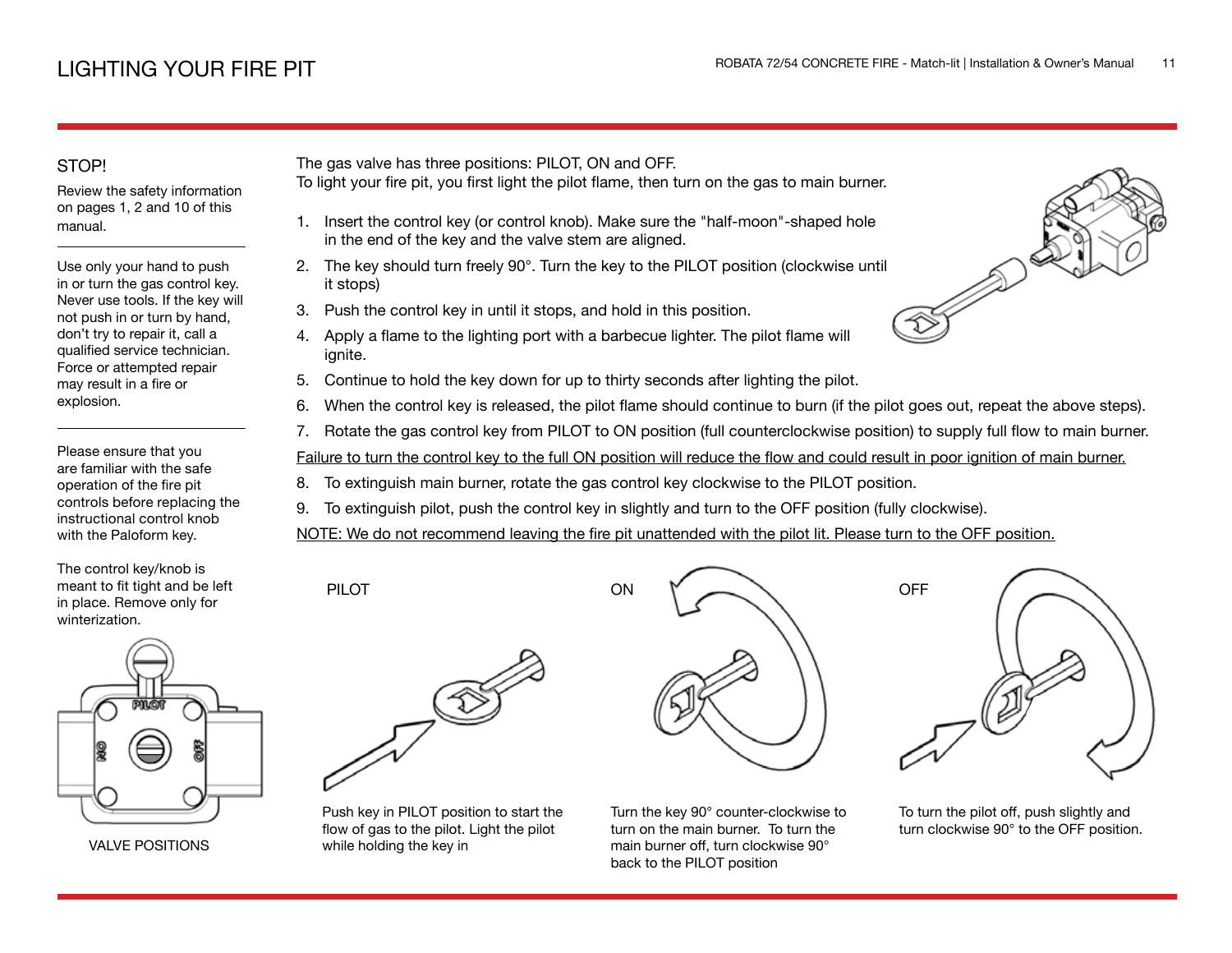# LIGHTING YOUR FIRE PIT

## STOP!

Review the safety information on pages 1, 2 and 10 of this manual.

---

Use only your hand to push in or turn the gas control key. Never use tools. If the key will not push in or turn by hand, don't try to repair it, call a qualified service technician. Force or attempted repair may result in a fire or explosion.

---

Please ensure that you are familiar with the safe operation of the fire pit controls before replacing the instructional control knob with the Paloform key.

The control key/knob is meant to fit tight and be left in place. Remove only for winterization.

VALVE POSITIONS

The gas valve has three positions: PILOT, ON and OFF.
To light your fire pit, you first light the pilot flame, then turn on the gas to main burner.

1. Insert the control key (or control knob). Make sure the "half-moon"-shaped hole in the end of the key and the valve stem are aligned.
2. The key should turn freely 90°. Turn the key to the PILOT position (clockwise until it stops)
3. Push the control key in until it stops, and hold in this position.
4. Apply a flame to the lighting port with a barbecue lighter. The pilot flame will ignite.
5. Continue to hold the key down for up to thirty seconds after lighting the pilot.
6. When the control key is released, the pilot flame should continue to burn (if the pilot goes out, repeat the above steps).
7. Rotate the gas control key from PILOT to ON position (full counterclockwise position) to supply full flow to main burner.

<u>Failure to turn the control key to the full ON position will reduce the flow and could result in poor ignition of main burner.</u>

8. To extinguish main burner, rotate the gas control key clockwise to the PILOT position.
9. To extinguish pilot, push the control key in slightly and turn to the OFF position (fully clockwise).

<u>NOTE: We do not recommend leaving the fire pit unattended with the pilot lit. Please turn to the OFF position.</u>

**PILOT**

Push key in PILOT position to start the flow of gas to the pilot. Light the pilot while holding the key in

**ON**

Turn the key 90° counter-clockwise to turn on the main burner. To turn the main burner off, turn clockwise 90° back to the PILOT position

**OFF**

To turn the pilot off, push slightly and turn clockwise 90° to the OFF position.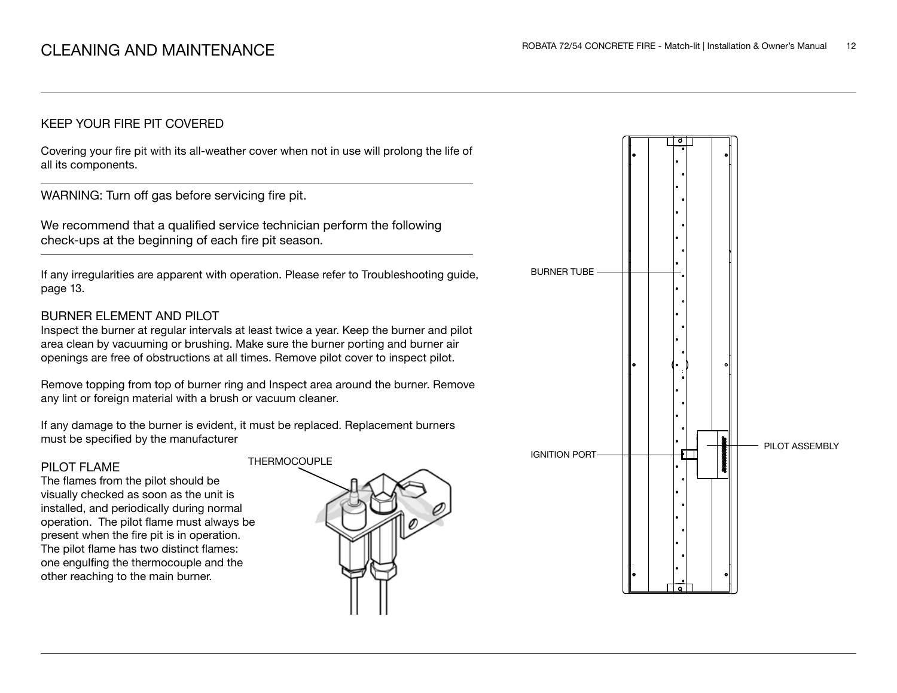# CLEANING AND MAINTENANCE

## KEEP YOUR FIRE PIT COVERED

Covering your fire pit with its all-weather cover when not in use will prolong the life of all its components.

WARNING: Turn off gas before servicing fire pit.

We recommend that a qualified service technician perform the following check-ups at the beginning of each fire pit season.

If any irregularities are apparent with operation. Please refer to Troubleshooting guide, page 13.

## BURNER ELEMENT AND PILOT

Inspect the burner at regular intervals at least twice a year. Keep the burner and pilot area clean by vacuuming or brushing. Make sure the burner porting and burner air openings are free of obstructions at all times. Remove pilot cover to inspect pilot.

Remove topping from top of burner ring and Inspect area around the burner. Remove any lint or foreign material with a brush or vacuum cleaner.

If any damage to the burner is evident, it must be replaced. Replacement burners must be specified by the manufacturer

## PILOT FLAME

The flames from the pilot should be visually checked as soon as the unit is installed, and periodically during normal operation. The pilot flame must always be present when the fire pit is in operation. The pilot flame has two distinct flames: one engulfing the thermocouple and the other reaching to the main burner.

THERMOCOUPLE

BURNER TUBE

IGNITION PORT

PILOT ASSEMBLY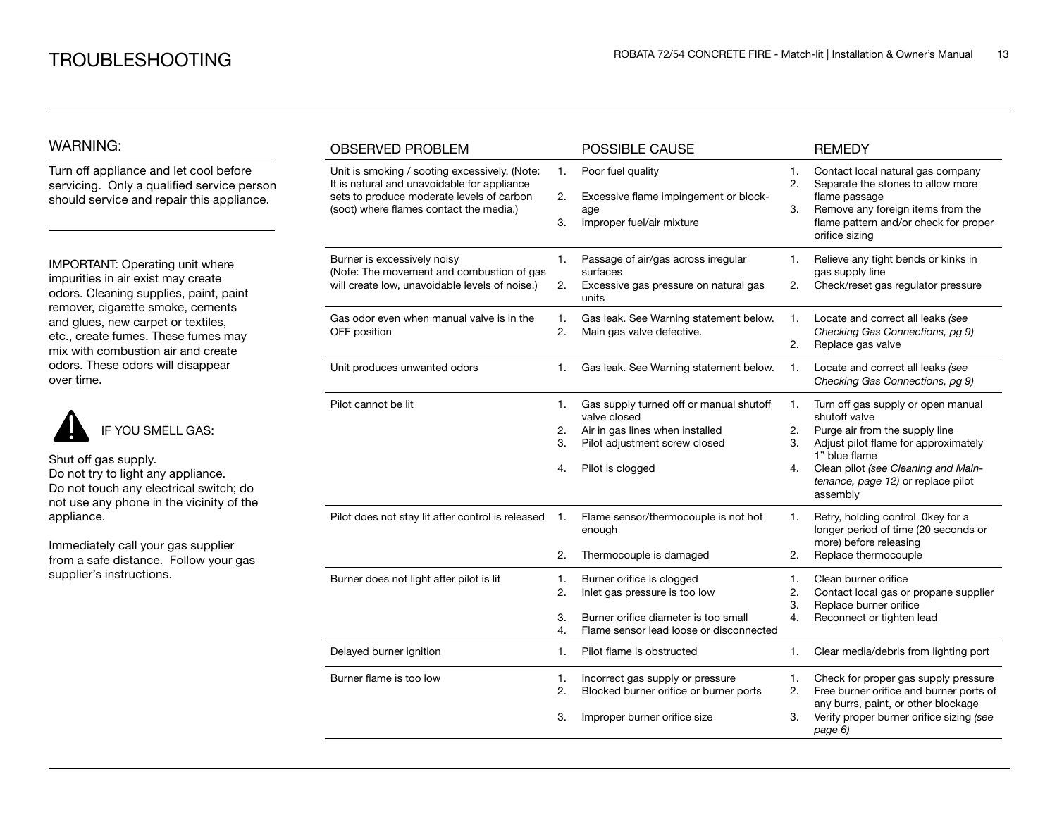# TROUBLESHOOTING

## WARNING:

Turn off appliance and let cool before servicing. Only a qualified service person should service and repair this appliance.

IMPORTANT: Operating unit where impurities in air exist may create odors. Cleaning supplies, paint, paint remover, cigarette smoke, cements and glues, new carpet or textiles, etc., create fumes. These fumes may mix with combustion air and create odors. These odors will disappear over time.

IF YOU SMELL GAS:

Shut off gas supply.
Do not try to light any appliance.
Do not touch any electrical switch; do not use any phone in the vicinity of the appliance.

Immediately call your gas supplier from a safe distance. Follow your gas supplier's instructions.

| OBSERVED PROBLEM | POSSIBLE CAUSE | REMEDY |
|---|---|---|
| Unit is smoking / sooting excessively. (Note: It is natural and unavoidable for appliance sets to produce moderate levels of carbon (soot) where flames contact the media.) | 1. Poor fuel quality<br>2. Excessive flame impingement or blockage<br>3. Improper fuel/air mixture | 1. Contact local natural gas company<br>2. Separate the stones to allow more flame passage<br>3. Remove any foreign items from the flame pattern and/or check for proper orifice sizing |
| Burner is excessively noisy (Note: The movement and combustion of gas will create low, unavoidable levels of noise.) | 1. Passage of air/gas across irregular surfaces<br>2. Excessive gas pressure on natural gas units | 1. Relieve any tight bends or kinks in gas supply line<br>2. Check/reset gas regulator pressure |
| Gas odor even when manual valve is in the OFF position | 1. Gas leak. See Warning statement below.<br>2. Main gas valve defective. | 1. Locate and correct all leaks *(see Checking Gas Connections, pg 9)*<br>2. Replace gas valve |
| Unit produces unwanted odors | 1. Gas leak. See Warning statement below. | 1. Locate and correct all leaks *(see Checking Gas Connections, pg 9)* |
| Pilot cannot be lit | 1. Gas supply turned off or manual shutoff valve closed<br>2. Air in gas lines when installed<br>3. Pilot adjustment screw closed<br>4. Pilot is clogged | 1. Turn off gas supply or open manual shutoff valve<br>2. Purge air from the supply line<br>3. Adjust pilot flame for approximately 1" blue flame<br>4. Clean pilot *(see Cleaning and Maintenance, page 12)* or replace pilot assembly |
| Pilot does not stay lit after control is released | 1. Flame sensor/thermocouple is not hot enough<br>2. Thermocouple is damaged | 1. Retry, holding control 0key for a longer period of time (20 seconds or more) before releasing<br>2. Replace thermocouple |
| Burner does not light after pilot is lit | 1. Burner orifice is clogged<br>2. Inlet gas pressure is too low<br>3. Burner orifice diameter is too small<br>4. Flame sensor lead loose or disconnected | 1. Clean burner orifice<br>2. Contact local gas or propane supplier<br>3. Replace burner orifice<br>4. Reconnect or tighten lead |
| Delayed burner ignition | 1. Pilot flame is obstructed | 1. Clear media/debris from lighting port |
| Burner flame is too low | 1. Incorrect gas supply or pressure<br>2. Blocked burner orifice or burner ports<br>3. Improper burner orifice size | 1. Check for proper gas supply pressure<br>2. Free burner orifice and burner ports of any burrs, paint, or other blockage<br>3. Verify proper burner orifice sizing *(see page 6)* |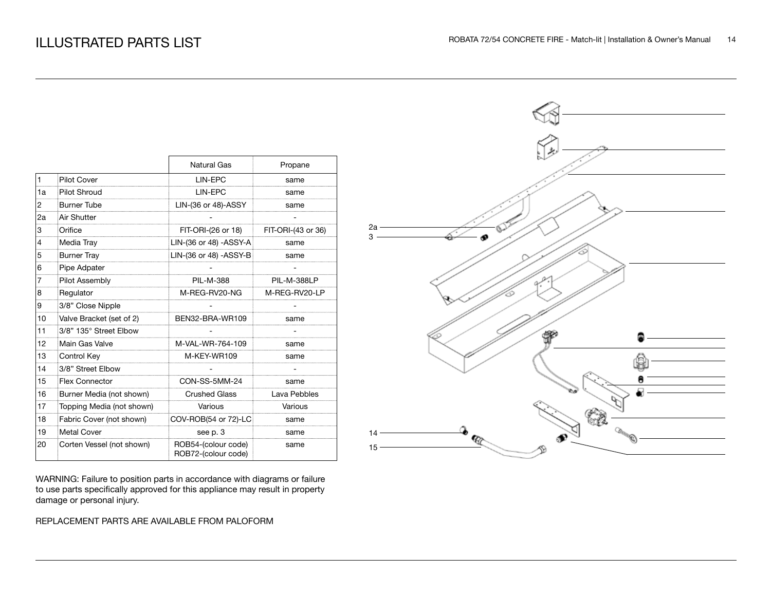# ILLUSTRATED PARTS LIST

| | | Natural Gas | Propane |
|---|---|---|---|
| 1 | Pilot Cover | LIN-EPC | same |
| 1a | Pilot Shroud | LIN-EPC | same |
| 2 | Burner Tube | LIN-(36 or 48)-ASSY | same |
| 2a | Air Shutter | - | - |
| 3 | Orifice | FIT-ORI-(26 or 18) | FIT-ORI-(43 or 36) |
| 4 | Media Tray | LIN-(36 or 48) -ASSY-A | same |
| 5 | Burner Tray | LIN-(36 or 48) -ASSY-B | same |
| 6 | Pipe Adpater | - | - |
| 7 | Pilot Assembly | PIL-M-388 | PIL-M-388LP |
| 8 | Regulator | M-REG-RV20-NG | M-REG-RV20-LP |
| 9 | 3/8" Close Nipple | - | - |
| 10 | Valve Bracket (set of 2) | BEN32-BRA-WR109 | same |
| 11 | 3/8" 135° Street Elbow | - | - |
| 12 | Main Gas Valve | M-VAL-WR-764-109 | same |
| 13 | Control Key | M-KEY-WR109 | same |
| 14 | 3/8" Street Elbow | - | - |
| 15 | Flex Connector | CON-SS-5MM-24 | same |
| 16 | Burner Media (not shown) | Crushed Glass | Lava Pebbles |
| 17 | Topping Media (not shown) | Various | Various |
| 18 | Fabric Cover (not shown) | COV-ROB(54 or 72)-LC | same |
| 19 | Metal Cover | see p. 3 | same |
| 20 | Corten Vessel (not shown) | ROB54-(colour code) ROB72-(colour code) | same |

WARNING: Failure to position parts in accordance with diagrams or failure to use parts specifically approved for this appliance may result in property damage or personal injury.

REPLACEMENT PARTS ARE AVAILABLE FROM PALOFORM

2a
3
14
15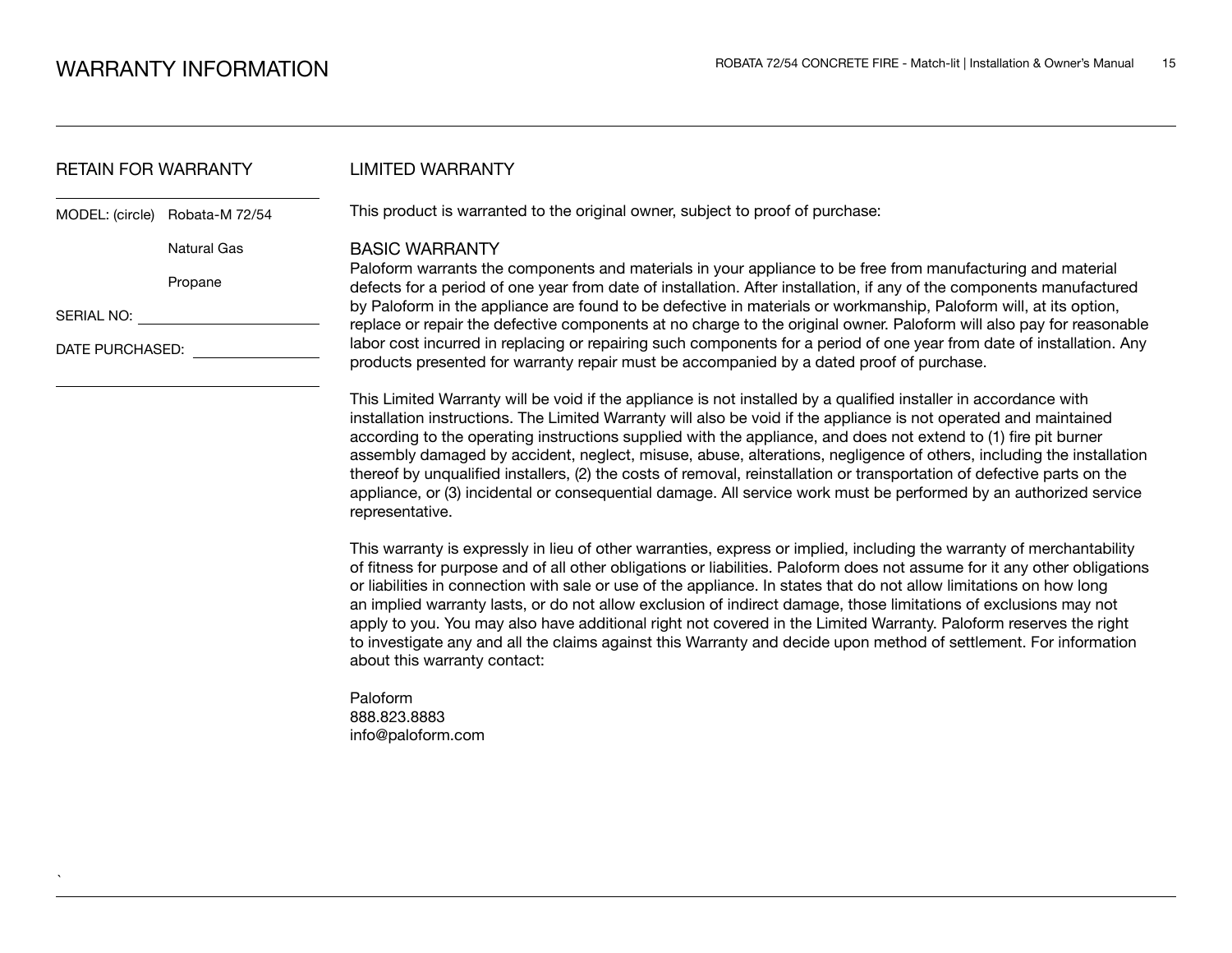# WARRANTY INFORMATION

## RETAIN FOR WARRANTY

MODEL: (circle) Robata-M 72/54

Natural Gas

Propane

SERIAL NO: ______________________

DATE PURCHASED: ________________

## LIMITED WARRANTY

This product is warranted to the original owner, subject to proof of purchase:

### BASIC WARRANTY

Paloform warrants the components and materials in your appliance to be free from manufacturing and material defects for a period of one year from date of installation. After installation, if any of the components manufactured by Paloform in the appliance are found to be defective in materials or workmanship, Paloform will, at its option, replace or repair the defective components at no charge to the original owner. Paloform will also pay for reasonable labor cost incurred in replacing or repairing such components for a period of one year from date of installation. Any products presented for warranty repair must be accompanied by a dated proof of purchase.

This Limited Warranty will be void if the appliance is not installed by a qualified installer in accordance with installation instructions. The Limited Warranty will also be void if the appliance is not operated and maintained according to the operating instructions supplied with the appliance, and does not extend to (1) fire pit burner assembly damaged by accident, neglect, misuse, abuse, alterations, negligence of others, including the installation thereof by unqualified installers, (2) the costs of removal, reinstallation or transportation of defective parts on the appliance, or (3) incidental or consequential damage. All service work must be performed by an authorized service representative.

This warranty is expressly in lieu of other warranties, express or implied, including the warranty of merchantability of fitness for purpose and of all other obligations or liabilities. Paloform does not assume for it any other obligations or liabilities in connection with sale or use of the appliance. In states that do not allow limitations on how long an implied warranty lasts, or do not allow exclusion of indirect damage, those limitations of exclusions may not apply to you. You may also have additional right not covered in the Limited Warranty. Paloform reserves the right to investigate any and all the claims against this Warranty and decide upon method of settlement. For information about this warranty contact:

Paloform
888.823.8883
info@paloform.com